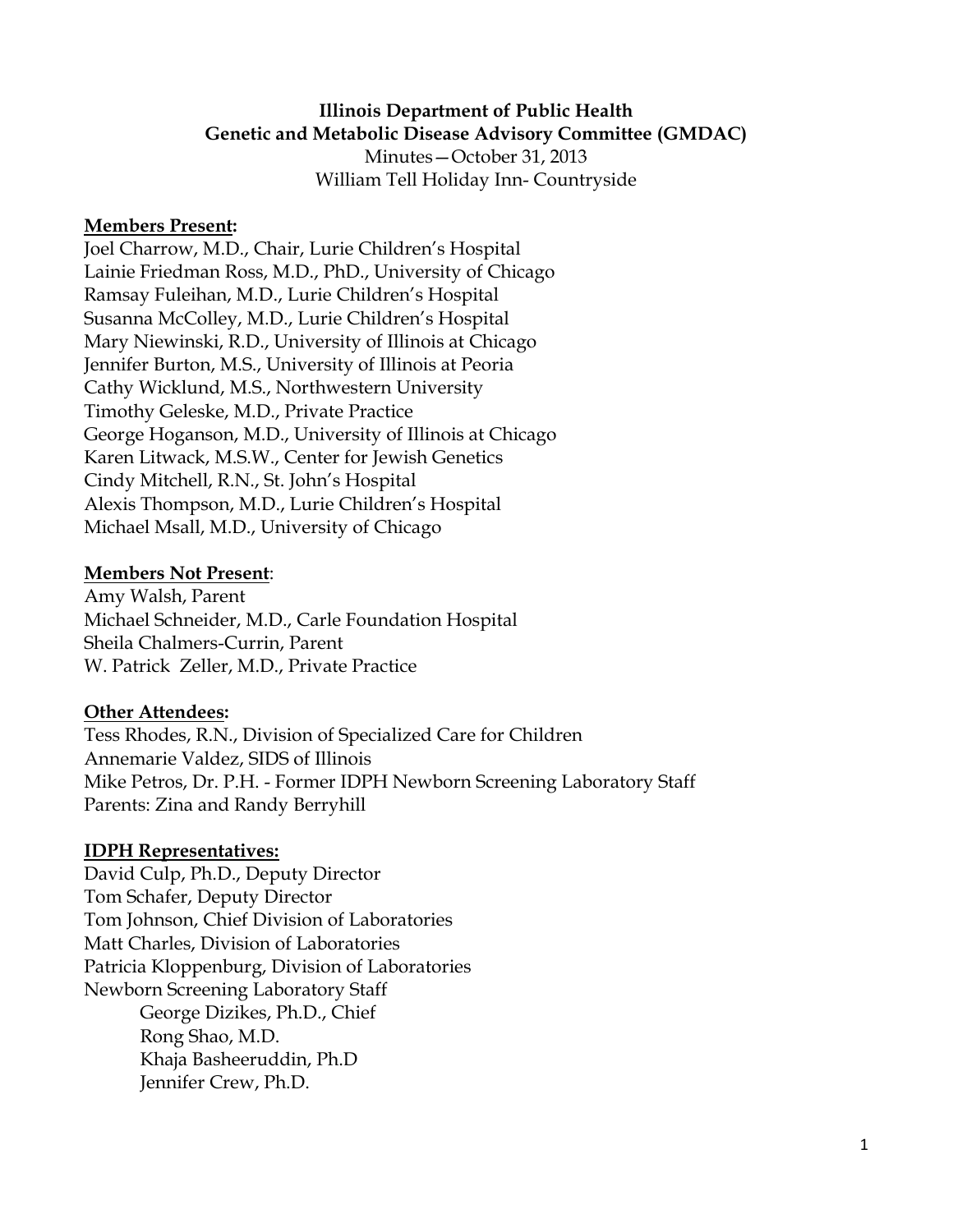**Illinois Department of Public Health**
**Genetic and Metabolic Disease Advisory Committee (GMDAC)**
Minutes—October 31, 2013
William Tell Holiday Inn- Countryside

**Members Present:**
Joel Charrow, M.D., Chair, Lurie Children's Hospital
Lainie Friedman Ross, M.D., PhD., University of Chicago
Ramsay Fuleihan, M.D., Lurie Children's Hospital
Susanna McColley, M.D., Lurie Children's Hospital
Mary Niewinski, R.D., University of Illinois at Chicago
Jennifer Burton, M.S., University of Illinois at Peoria
Cathy Wicklund, M.S., Northwestern University
Timothy Geleske, M.D., Private Practice
George Hoganson, M.D., University of Illinois at Chicago
Karen Litwack, M.S.W., Center for Jewish Genetics
Cindy Mitchell, R.N., St. John's Hospital
Alexis Thompson, M.D., Lurie Children's Hospital
Michael Msall, M.D., University of Chicago

**Members Not Present**:
Amy Walsh, Parent
Michael Schneider, M.D., Carle Foundation Hospital
Sheila Chalmers-Currin, Parent
W. Patrick Zeller, M.D., Private Practice

**Other Attendees:**
Tess Rhodes, R.N., Division of Specialized Care for Children
Annemarie Valdez, SIDS of Illinois
Mike Petros, Dr. P.H. - Former IDPH Newborn Screening Laboratory Staff
Parents: Zina and Randy Berryhill

**IDPH Representatives:**
David Culp, Ph.D., Deputy Director
Tom Schafer, Deputy Director
Tom Johnson, Chief Division of Laboratories
Matt Charles, Division of Laboratories
Patricia Kloppenburg, Division of Laboratories
Newborn Screening Laboratory Staff
- George Dizikes, Ph.D., Chief
- Rong Shao, M.D.
- Khaja Basheeruddin, Ph.D
- Jennifer Crew, Ph.D.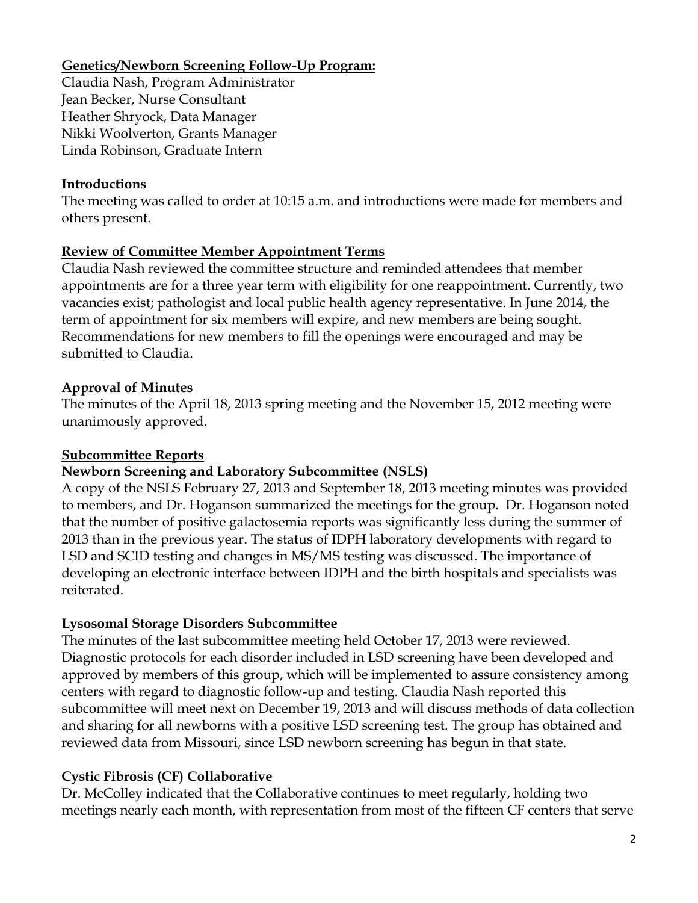**Genetics/Newborn Screening Follow-Up Program:**

Claudia Nash, Program Administrator
Jean Becker, Nurse Consultant
Heather Shryock, Data Manager
Nikki Woolverton, Grants Manager
Linda Robinson, Graduate Intern

## Introductions

The meeting was called to order at 10:15 a.m. and introductions were made for members and others present.

## Review of Committee Member Appointment Terms

Claudia Nash reviewed the committee structure and reminded attendees that member appointments are for a three year term with eligibility for one reappointment. Currently, two vacancies exist; pathologist and local public health agency representative. In June 2014, the term of appointment for six members will expire, and new members are being sought. Recommendations for new members to fill the openings were encouraged and may be submitted to Claudia.

## Approval of Minutes

The minutes of the April 18, 2013 spring meeting and the November 15, 2012 meeting were unanimously approved.

## Subcommittee Reports

### Newborn Screening and Laboratory Subcommittee (NSLS)

A copy of the NSLS February 27, 2013 and September 18, 2013 meeting minutes was provided to members, and Dr. Hoganson summarized the meetings for the group. Dr. Hoganson noted that the number of positive galactosemia reports was significantly less during the summer of 2013 than in the previous year. The status of IDPH laboratory developments with regard to LSD and SCID testing and changes in MS/MS testing was discussed. The importance of developing an electronic interface between IDPH and the birth hospitals and specialists was reiterated.

### Lysosomal Storage Disorders Subcommittee

The minutes of the last subcommittee meeting held October 17, 2013 were reviewed. Diagnostic protocols for each disorder included in LSD screening have been developed and approved by members of this group, which will be implemented to assure consistency among centers with regard to diagnostic follow-up and testing. Claudia Nash reported this subcommittee will meet next on December 19, 2013 and will discuss methods of data collection and sharing for all newborns with a positive LSD screening test. The group has obtained and reviewed data from Missouri, since LSD newborn screening has begun in that state.

### Cystic Fibrosis (CF) Collaborative

Dr. McColley indicated that the Collaborative continues to meet regularly, holding two meetings nearly each month, with representation from most of the fifteen CF centers that serve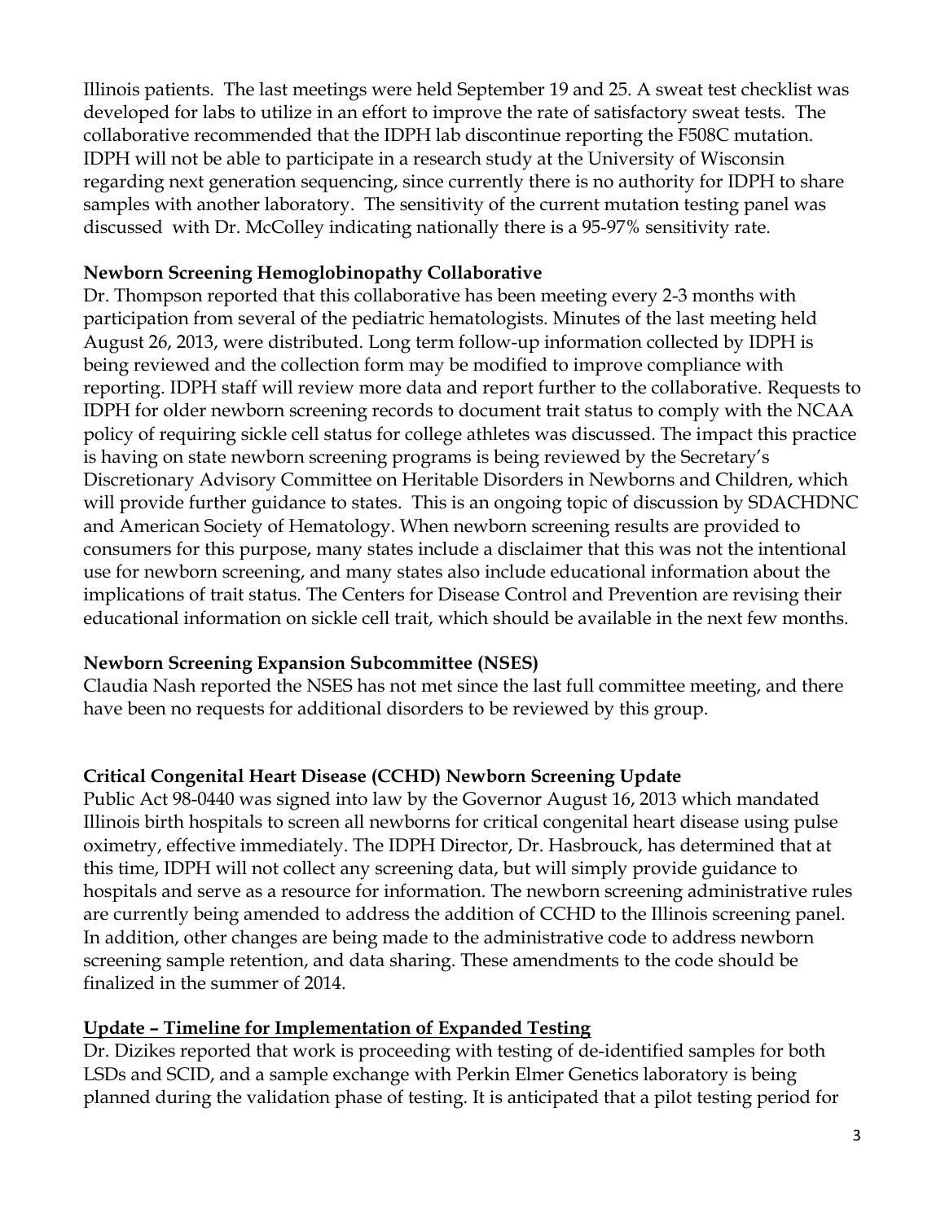Illinois patients. The last meetings were held September 19 and 25. A sweat test checklist was developed for labs to utilize in an effort to improve the rate of satisfactory sweat tests. The collaborative recommended that the IDPH lab discontinue reporting the F508C mutation. IDPH will not be able to participate in a research study at the University of Wisconsin regarding next generation sequencing, since currently there is no authority for IDPH to share samples with another laboratory. The sensitivity of the current mutation testing panel was discussed with Dr. McColley indicating nationally there is a 95-97% sensitivity rate.

**Newborn Screening Hemoglobinopathy Collaborative**

Dr. Thompson reported that this collaborative has been meeting every 2-3 months with participation from several of the pediatric hematologists. Minutes of the last meeting held August 26, 2013, were distributed. Long term follow-up information collected by IDPH is being reviewed and the collection form may be modified to improve compliance with reporting. IDPH staff will review more data and report further to the collaborative. Requests to IDPH for older newborn screening records to document trait status to comply with the NCAA policy of requiring sickle cell status for college athletes was discussed. The impact this practice is having on state newborn screening programs is being reviewed by the Secretary's Discretionary Advisory Committee on Heritable Disorders in Newborns and Children, which will provide further guidance to states. This is an ongoing topic of discussion by SDACHDNC and American Society of Hematology. When newborn screening results are provided to consumers for this purpose, many states include a disclaimer that this was not the intentional use for newborn screening, and many states also include educational information about the implications of trait status. The Centers for Disease Control and Prevention are revising their educational information on sickle cell trait, which should be available in the next few months.

**Newborn Screening Expansion Subcommittee (NSES)**

Claudia Nash reported the NSES has not met since the last full committee meeting, and there have been no requests for additional disorders to be reviewed by this group.

**Critical Congenital Heart Disease (CCHD) Newborn Screening Update**

Public Act 98-0440 was signed into law by the Governor August 16, 2013 which mandated Illinois birth hospitals to screen all newborns for critical congenital heart disease using pulse oximetry, effective immediately. The IDPH Director, Dr. Hasbrouck, has determined that at this time, IDPH will not collect any screening data, but will simply provide guidance to hospitals and serve as a resource for information. The newborn screening administrative rules are currently being amended to address the addition of CCHD to the Illinois screening panel. In addition, other changes are being made to the administrative code to address newborn screening sample retention, and data sharing. These amendments to the code should be finalized in the summer of 2014.

**Update – Timeline for Implementation of Expanded Testing**

Dr. Dizikes reported that work is proceeding with testing of de-identified samples for both LSDs and SCID, and a sample exchange with Perkin Elmer Genetics laboratory is being planned during the validation phase of testing. It is anticipated that a pilot testing period for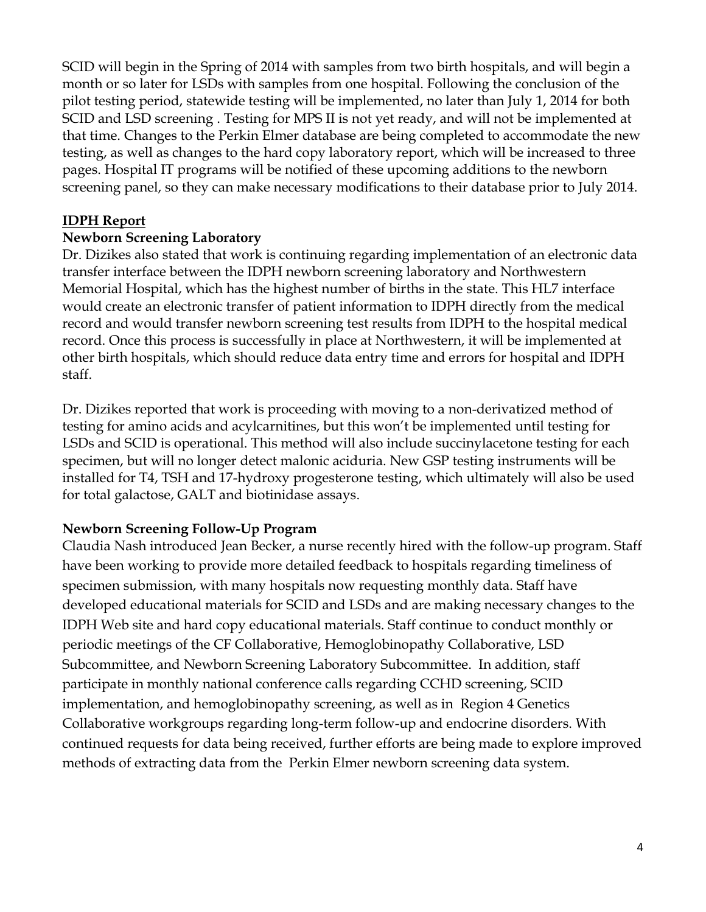SCID will begin in the Spring of 2014 with samples from two birth hospitals, and will begin a month or so later for LSDs with samples from one hospital. Following the conclusion of the pilot testing period, statewide testing will be implemented, no later than July 1, 2014 for both SCID and LSD screening . Testing for MPS II is not yet ready, and will not be implemented at that time. Changes to the Perkin Elmer database are being completed to accommodate the new testing, as well as changes to the hard copy laboratory report, which will be increased to three pages. Hospital IT programs will be notified of these upcoming additions to the newborn screening panel, so they can make necessary modifications to their database prior to July 2014.

## IDPH Report

### Newborn Screening Laboratory

Dr. Dizikes also stated that work is continuing regarding implementation of an electronic data transfer interface between the IDPH newborn screening laboratory and Northwestern Memorial Hospital, which has the highest number of births in the state. This HL7 interface would create an electronic transfer of patient information to IDPH directly from the medical record and would transfer newborn screening test results from IDPH to the hospital medical record. Once this process is successfully in place at Northwestern, it will be implemented at other birth hospitals, which should reduce data entry time and errors for hospital and IDPH staff.

Dr. Dizikes reported that work is proceeding with moving to a non-derivatized method of testing for amino acids and acylcarnitines, but this won't be implemented until testing for LSDs and SCID is operational. This method will also include succinylacetone testing for each specimen, but will no longer detect malonic aciduria. New GSP testing instruments will be installed for T4, TSH and 17-hydroxy progesterone testing, which ultimately will also be used for total galactose, GALT and biotinidase assays.

### Newborn Screening Follow-Up Program

Claudia Nash introduced Jean Becker, a nurse recently hired with the follow-up program. Staff have been working to provide more detailed feedback to hospitals regarding timeliness of specimen submission, with many hospitals now requesting monthly data. Staff have developed educational materials for SCID and LSDs and are making necessary changes to the IDPH Web site and hard copy educational materials. Staff continue to conduct monthly or periodic meetings of the CF Collaborative, Hemoglobinopathy Collaborative, LSD Subcommittee, and Newborn Screening Laboratory Subcommittee. In addition, staff participate in monthly national conference calls regarding CCHD screening, SCID implementation, and hemoglobinopathy screening, as well as in Region 4 Genetics Collaborative workgroups regarding long-term follow-up and endocrine disorders. With continued requests for data being received, further efforts are being made to explore improved methods of extracting data from the Perkin Elmer newborn screening data system.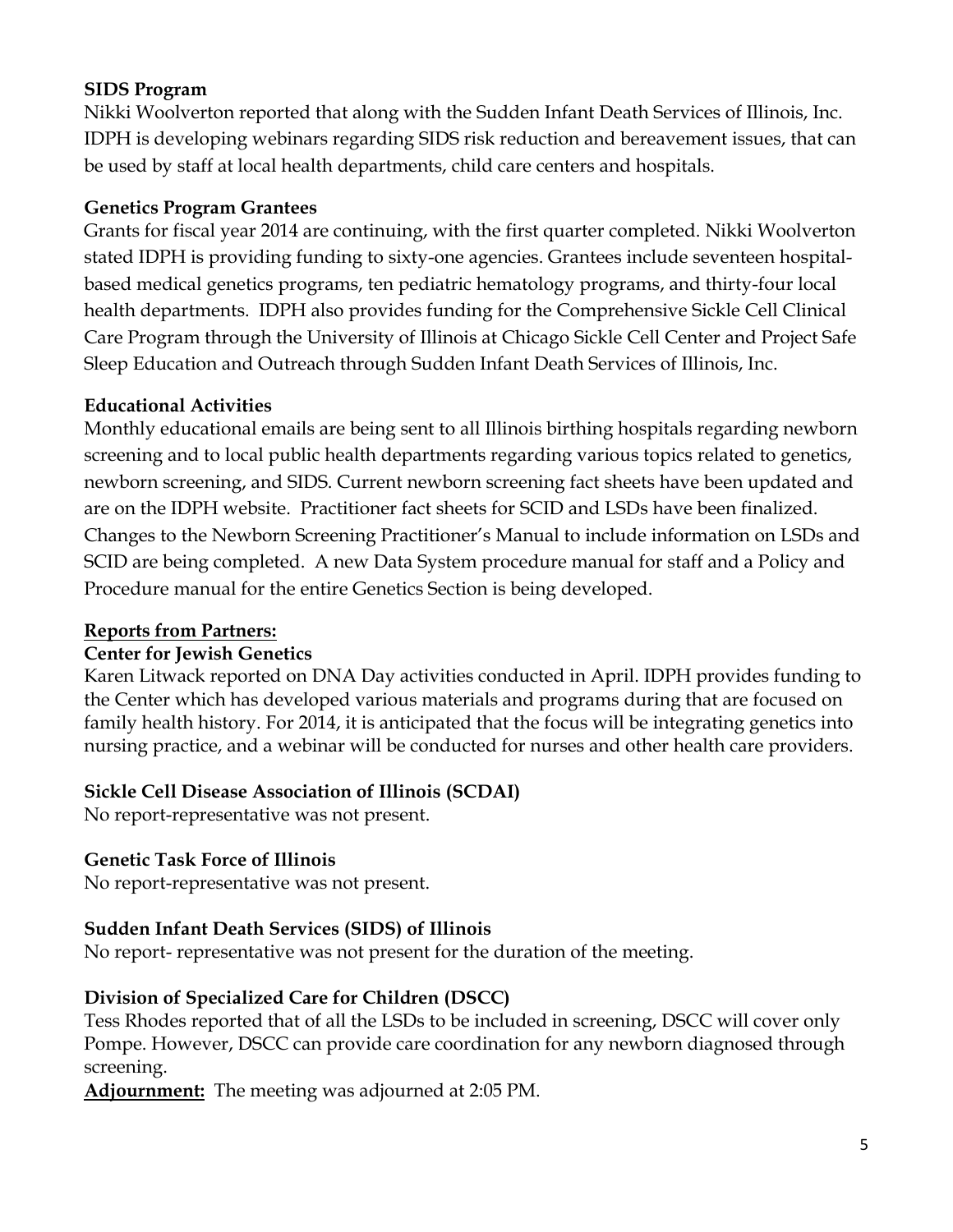**SIDS Program**

Nikki Woolverton reported that along with the Sudden Infant Death Services of Illinois, Inc. IDPH is developing webinars regarding SIDS risk reduction and bereavement issues, that can be used by staff at local health departments, child care centers and hospitals.

**Genetics Program Grantees**

Grants for fiscal year 2014 are continuing, with the first quarter completed. Nikki Woolverton stated IDPH is providing funding to sixty-one agencies. Grantees include seventeen hospital-based medical genetics programs, ten pediatric hematology programs, and thirty-four local health departments. IDPH also provides funding for the Comprehensive Sickle Cell Clinical Care Program through the University of Illinois at Chicago Sickle Cell Center and Project Safe Sleep Education and Outreach through Sudden Infant Death Services of Illinois, Inc.

**Educational Activities**

Monthly educational emails are being sent to all Illinois birthing hospitals regarding newborn screening and to local public health departments regarding various topics related to genetics, newborn screening, and SIDS. Current newborn screening fact sheets have been updated and are on the IDPH website. Practitioner fact sheets for SCID and LSDs have been finalized. Changes to the Newborn Screening Practitioner's Manual to include information on LSDs and SCID are being completed. A new Data System procedure manual for staff and a Policy and Procedure manual for the entire Genetics Section is being developed.

**Reports from Partners:**

**Center for Jewish Genetics**

Karen Litwack reported on DNA Day activities conducted in April. IDPH provides funding to the Center which has developed various materials and programs during that are focused on family health history. For 2014, it is anticipated that the focus will be integrating genetics into nursing practice, and a webinar will be conducted for nurses and other health care providers.

**Sickle Cell Disease Association of Illinois (SCDAI)**

No report-representative was not present.

**Genetic Task Force of Illinois**

No report-representative was not present.

**Sudden Infant Death Services (SIDS) of Illinois**

No report- representative was not present for the duration of the meeting.

**Division of Specialized Care for Children (DSCC)**

Tess Rhodes reported that of all the LSDs to be included in screening, DSCC will cover only Pompe. However, DSCC can provide care coordination for any newborn diagnosed through screening.

**Adjournment:** The meeting was adjourned at 2:05 PM.